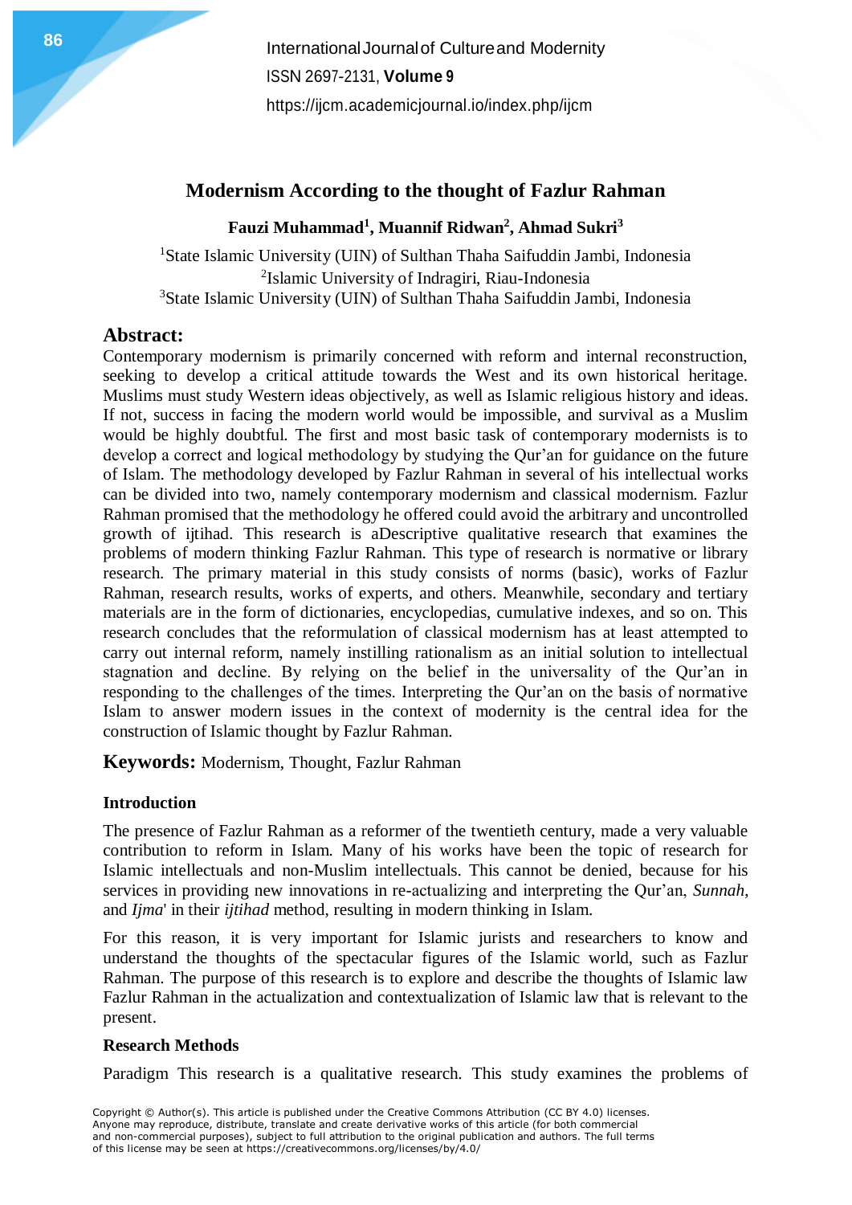# Modernism According to the thought of Fazlur Rahman

**Fauzi Muhammad[1], Muannif Ridwan[2], Ahmad Sukri[3]**

[1]State Islamic University (UIN) of Sulthan Thaha Saifuddin Jambi, Indonesia
[2]Islamic University of Indragiri, Riau-Indonesia
[3]State Islamic University (UIN) of Sulthan Thaha Saifuddin Jambi, Indonesia

## Abstract:

Contemporary modernism is primarily concerned with reform and internal reconstruction, seeking to develop a critical attitude towards the West and its own historical heritage. Muslims must study Western ideas objectively, as well as Islamic religious history and ideas. If not, success in facing the modern world would be impossible, and survival as a Muslim would be highly doubtful. The first and most basic task of contemporary modernists is to develop a correct and logical methodology by studying the Qur'an for guidance on the future of Islam. The methodology developed by Fazlur Rahman in several of his intellectual works can be divided into two, namely contemporary modernism and classical modernism. Fazlur Rahman promised that the methodology he offered could avoid the arbitrary and uncontrolled growth of ijtihad. This research is aDescriptive qualitative research that examines the problems of modern thinking Fazlur Rahman. This type of research is normative or library research. The primary material in this study consists of norms (basic), works of Fazlur Rahman, research results, works of experts, and others. Meanwhile, secondary and tertiary materials are in the form of dictionaries, encyclopedias, cumulative indexes, and so on. This research concludes that the reformulation of classical modernism has at least attempted to carry out internal reform, namely instilling rationalism as an initial solution to intellectual stagnation and decline. By relying on the belief in the universality of the Qur'an in responding to the challenges of the times. Interpreting the Qur'an on the basis of normative Islam to answer modern issues in the context of modernity is the central idea for the construction of Islamic thought by Fazlur Rahman.

**Keywords:** Modernism, Thought, Fazlur Rahman

### Introduction

The presence of Fazlur Rahman as a reformer of the twentieth century, made a very valuable contribution to reform in Islam. Many of his works have been the topic of research for Islamic intellectuals and non-Muslim intellectuals. This cannot be denied, because for his services in providing new innovations in re-actualizing and interpreting the Qur'an, *Sunnah*, and *Ijma*' in their *ijtihad* method, resulting in modern thinking in Islam.

For this reason, it is very important for Islamic jurists and researchers to know and understand the thoughts of the spectacular figures of the Islamic world, such as Fazlur Rahman. The purpose of this research is to explore and describe the thoughts of Islamic law Fazlur Rahman in the actualization and contextualization of Islamic law that is relevant to the present.

### Research Methods

Paradigm This research is a qualitative research. This study examines the problems of

Copyright © Author(s). This article is published under the Creative Commons Attribution (CC BY 4.0) licenses. Anyone may reproduce, distribute, translate and create derivative works of this article (for both commercial and non-commercial purposes), subject to full attribution to the original publication and authors. The full terms of this license may be seen at https://creativecommons.org/licenses/by/4.0/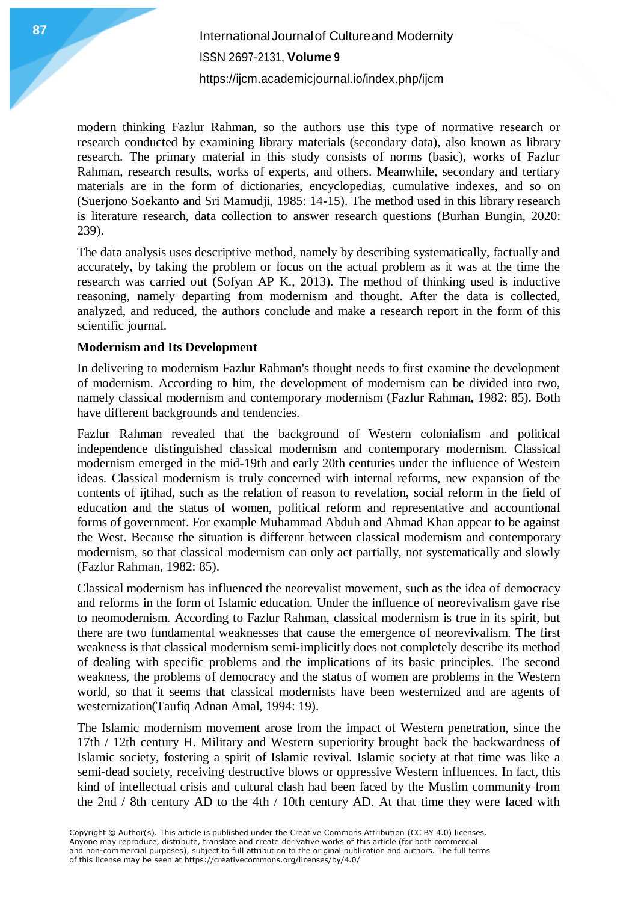modern thinking Fazlur Rahman, so the authors use this type of normative research or research conducted by examining library materials (secondary data), also known as library research. The primary material in this study consists of norms (basic), works of Fazlur Rahman, research results, works of experts, and others. Meanwhile, secondary and tertiary materials are in the form of dictionaries, encyclopedias, cumulative indexes, and so on (Suerjono Soekanto and Sri Mamudji, 1985: 14-15). The method used in this library research is literature research, data collection to answer research questions (Burhan Bungin, 2020: 239).

The data analysis uses descriptive method, namely by describing systematically, factually and accurately, by taking the problem or focus on the actual problem as it was at the time the research was carried out (Sofyan AP K., 2013). The method of thinking used is inductive reasoning, namely departing from modernism and thought. After the data is collected, analyzed, and reduced, the authors conclude and make a research report in the form of this scientific journal.

## Modernism and Its Development

In delivering to modernism Fazlur Rahman's thought needs to first examine the development of modernism. According to him, the development of modernism can be divided into two, namely classical modernism and contemporary modernism (Fazlur Rahman, 1982: 85). Both have different backgrounds and tendencies.

Fazlur Rahman revealed that the background of Western colonialism and political independence distinguished classical modernism and contemporary modernism. Classical modernism emerged in the mid-19th and early 20th centuries under the influence of Western ideas. Classical modernism is truly concerned with internal reforms, new expansion of the contents of ijtihad, such as the relation of reason to revelation, social reform in the field of education and the status of women, political reform and representative and accountional forms of government. For example Muhammad Abduh and Ahmad Khan appear to be against the West. Because the situation is different between classical modernism and contemporary modernism, so that classical modernism can only act partially, not systematically and slowly (Fazlur Rahman, 1982: 85).

Classical modernism has influenced the neorevalist movement, such as the idea of democracy and reforms in the form of Islamic education. Under the influence of neorevivalism gave rise to neomodernism. According to Fazlur Rahman, classical modernism is true in its spirit, but there are two fundamental weaknesses that cause the emergence of neorevivalism. The first weakness is that classical modernism semi-implicitly does not completely describe its method of dealing with specific problems and the implications of its basic principles. The second weakness, the problems of democracy and the status of women are problems in the Western world, so that it seems that classical modernists have been westernized and are agents of westernization(Taufiq Adnan Amal, 1994: 19).

The Islamic modernism movement arose from the impact of Western penetration, since the 17th / 12th century H. Military and Western superiority brought back the backwardness of Islamic society, fostering a spirit of Islamic revival. Islamic society at that time was like a semi-dead society, receiving destructive blows or oppressive Western influences. In fact, this kind of intellectual crisis and cultural clash had been faced by the Muslim community from the 2nd / 8th century AD to the 4th / 10th century AD. At that time they were faced with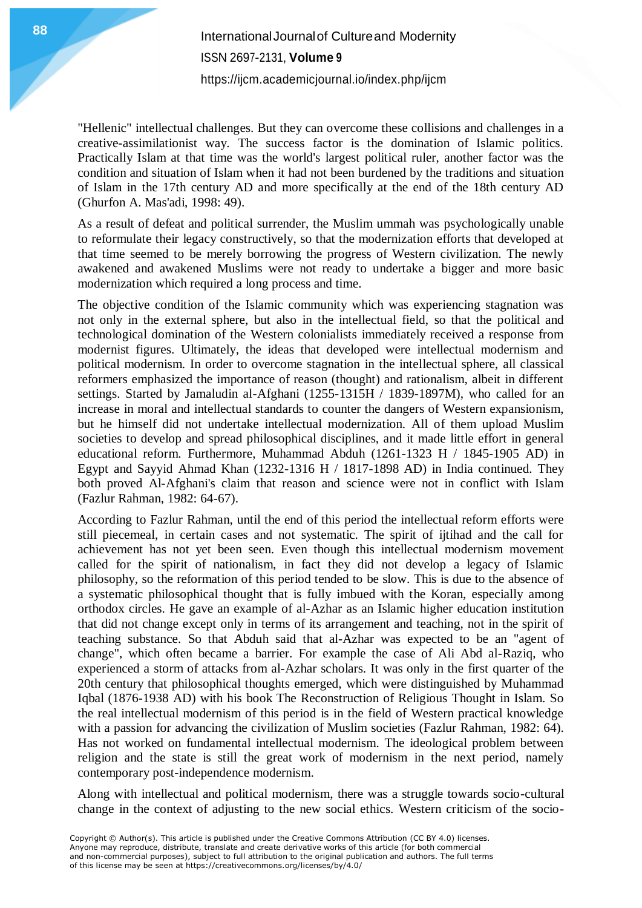"Hellenic" intellectual challenges. But they can overcome these collisions and challenges in a creative-assimilationist way. The success factor is the domination of Islamic politics. Practically Islam at that time was the world's largest political ruler, another factor was the condition and situation of Islam when it had not been burdened by the traditions and situation of Islam in the 17th century AD and more specifically at the end of the 18th century AD (Ghurfon A. Mas'adi, 1998: 49).

As a result of defeat and political surrender, the Muslim ummah was psychologically unable to reformulate their legacy constructively, so that the modernization efforts that developed at that time seemed to be merely borrowing the progress of Western civilization. The newly awakened and awakened Muslims were not ready to undertake a bigger and more basic modernization which required a long process and time.

The objective condition of the Islamic community which was experiencing stagnation was not only in the external sphere, but also in the intellectual field, so that the political and technological domination of the Western colonialists immediately received a response from modernist figures. Ultimately, the ideas that developed were intellectual modernism and political modernism. In order to overcome stagnation in the intellectual sphere, all classical reformers emphasized the importance of reason (thought) and rationalism, albeit in different settings. Started by Jamaludin al-Afghani (1255-1315H / 1839-1897M), who called for an increase in moral and intellectual standards to counter the dangers of Western expansionism, but he himself did not undertake intellectual modernization. All of them upload Muslim societies to develop and spread philosophical disciplines, and it made little effort in general educational reform. Furthermore, Muhammad Abduh (1261-1323 H / 1845-1905 AD) in Egypt and Sayyid Ahmad Khan (1232-1316 H / 1817-1898 AD) in India continued. They both proved Al-Afghani's claim that reason and science were not in conflict with Islam (Fazlur Rahman, 1982: 64-67).

According to Fazlur Rahman, until the end of this period the intellectual reform efforts were still piecemeal, in certain cases and not systematic. The spirit of ijtihad and the call for achievement has not yet been seen. Even though this intellectual modernism movement called for the spirit of nationalism, in fact they did not develop a legacy of Islamic philosophy, so the reformation of this period tended to be slow. This is due to the absence of a systematic philosophical thought that is fully imbued with the Koran, especially among orthodox circles. He gave an example of al-Azhar as an Islamic higher education institution that did not change except only in terms of its arrangement and teaching, not in the spirit of teaching substance. So that Abduh said that al-Azhar was expected to be an "agent of change", which often became a barrier. For example the case of Ali Abd al-Raziq, who experienced a storm of attacks from al-Azhar scholars. It was only in the first quarter of the 20th century that philosophical thoughts emerged, which were distinguished by Muhammad Iqbal (1876-1938 AD) with his book The Reconstruction of Religious Thought in Islam. So the real intellectual modernism of this period is in the field of Western practical knowledge with a passion for advancing the civilization of Muslim societies (Fazlur Rahman, 1982: 64). Has not worked on fundamental intellectual modernism. The ideological problem between religion and the state is still the great work of modernism in the next period, namely contemporary post-independence modernism.

Along with intellectual and political modernism, there was a struggle towards socio-cultural change in the context of adjusting to the new social ethics. Western criticism of the socio-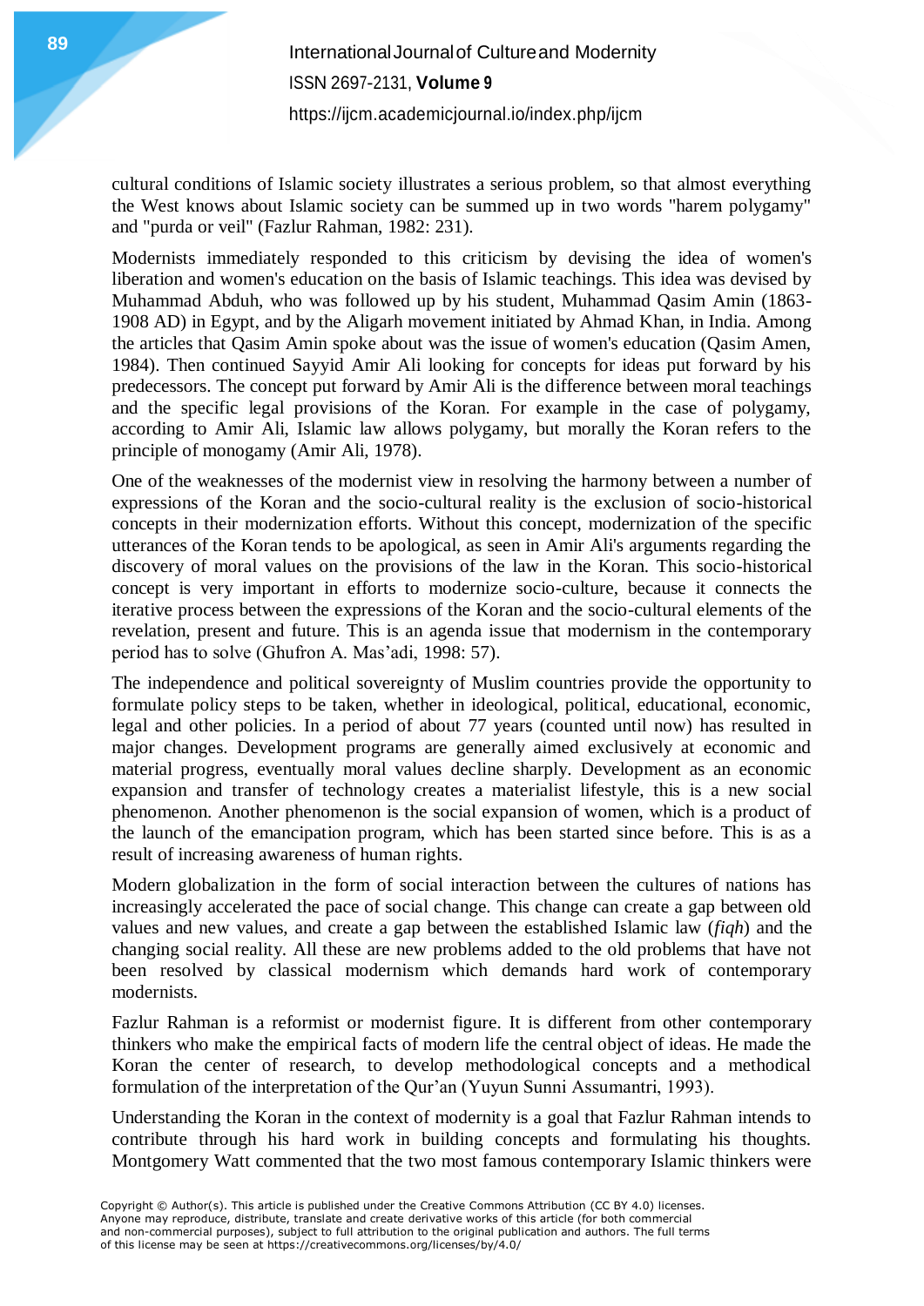cultural conditions of Islamic society illustrates a serious problem, so that almost everything the West knows about Islamic society can be summed up in two words "harem polygamy" and "purda or veil" (Fazlur Rahman, 1982: 231).

Modernists immediately responded to this criticism by devising the idea of women's liberation and women's education on the basis of Islamic teachings. This idea was devised by Muhammad Abduh, who was followed up by his student, Muhammad Qasim Amin (1863-1908 AD) in Egypt, and by the Aligarh movement initiated by Ahmad Khan, in India. Among the articles that Qasim Amin spoke about was the issue of women's education (Qasim Amen, 1984). Then continued Sayyid Amir Ali looking for concepts for ideas put forward by his predecessors. The concept put forward by Amir Ali is the difference between moral teachings and the specific legal provisions of the Koran. For example in the case of polygamy, according to Amir Ali, Islamic law allows polygamy, but morally the Koran refers to the principle of monogamy (Amir Ali, 1978).

One of the weaknesses of the modernist view in resolving the harmony between a number of expressions of the Koran and the socio-cultural reality is the exclusion of socio-historical concepts in their modernization efforts. Without this concept, modernization of the specific utterances of the Koran tends to be apological, as seen in Amir Ali's arguments regarding the discovery of moral values on the provisions of the law in the Koran. This socio-historical concept is very important in efforts to modernize socio-culture, because it connects the iterative process between the expressions of the Koran and the socio-cultural elements of the revelation, present and future. This is an agenda issue that modernism in the contemporary period has to solve (Ghufron A. Mas'adi, 1998: 57).

The independence and political sovereignty of Muslim countries provide the opportunity to formulate policy steps to be taken, whether in ideological, political, educational, economic, legal and other policies. In a period of about 77 years (counted until now) has resulted in major changes. Development programs are generally aimed exclusively at economic and material progress, eventually moral values decline sharply. Development as an economic expansion and transfer of technology creates a materialist lifestyle, this is a new social phenomenon. Another phenomenon is the social expansion of women, which is a product of the launch of the emancipation program, which has been started since before. This is as a result of increasing awareness of human rights.

Modern globalization in the form of social interaction between the cultures of nations has increasingly accelerated the pace of social change. This change can create a gap between old values and new values, and create a gap between the established Islamic law (*fiqh*) and the changing social reality. All these are new problems added to the old problems that have not been resolved by classical modernism which demands hard work of contemporary modernists.

Fazlur Rahman is a reformist or modernist figure. It is different from other contemporary thinkers who make the empirical facts of modern life the central object of ideas. He made the Koran the center of research, to develop methodological concepts and a methodical formulation of the interpretation of the Qur'an (Yuyun Sunni Assumantri, 1993).

Understanding the Koran in the context of modernity is a goal that Fazlur Rahman intends to contribute through his hard work in building concepts and formulating his thoughts. Montgomery Watt commented that the two most famous contemporary Islamic thinkers were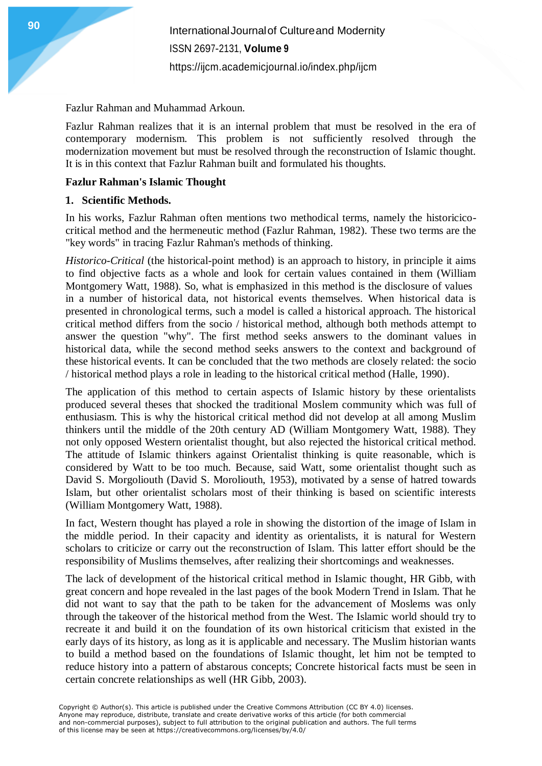Fazlur Rahman and Muhammad Arkoun.

Fazlur Rahman realizes that it is an internal problem that must be resolved in the era of contemporary modernism. This problem is not sufficiently resolved through the modernization movement but must be resolved through the reconstruction of Islamic thought. It is in this context that Fazlur Rahman built and formulated his thoughts.

**Fazlur Rahman's Islamic Thought**

**1. Scientific Methods.**

In his works, Fazlur Rahman often mentions two methodical terms, namely the historicico-critical method and the hermeneutic method (Fazlur Rahman, 1982). These two terms are the "key words" in tracing Fazlur Rahman's methods of thinking.

*Historico-Critical* (the historical-point method) is an approach to history, in principle it aims to find objective facts as a whole and look for certain values contained in them (William Montgomery Watt, 1988). So, what is emphasized in this method is the disclosure of values in a number of historical data, not historical events themselves. When historical data is presented in chronological terms, such a model is called a historical approach. The historical critical method differs from the socio / historical method, although both methods attempt to answer the question "why". The first method seeks answers to the dominant values in historical data, while the second method seeks answers to the context and background of these historical events. It can be concluded that the two methods are closely related: the socio / historical method plays a role in leading to the historical critical method (Halle, 1990).

The application of this method to certain aspects of Islamic history by these orientalists produced several theses that shocked the traditional Moslem community which was full of enthusiasm. This is why the historical critical method did not develop at all among Muslim thinkers until the middle of the 20th century AD (William Montgomery Watt, 1988). They not only opposed Western orientalist thought, but also rejected the historical critical method. The attitude of Islamic thinkers against Orientalist thinking is quite reasonable, which is considered by Watt to be too much. Because, said Watt, some orientalist thought such as David S. Morgoliouth (David S. Moroliouth, 1953), motivated by a sense of hatred towards Islam, but other orientalist scholars most of their thinking is based on scientific interests (William Montgomery Watt, 1988).

In fact, Western thought has played a role in showing the distortion of the image of Islam in the middle period. In their capacity and identity as orientalists, it is natural for Western scholars to criticize or carry out the reconstruction of Islam. This latter effort should be the responsibility of Muslims themselves, after realizing their shortcomings and weaknesses.

The lack of development of the historical critical method in Islamic thought, HR Gibb, with great concern and hope revealed in the last pages of the book Modern Trend in Islam. That he did not want to say that the path to be taken for the advancement of Moslems was only through the takeover of the historical method from the West. The Islamic world should try to recreate it and build it on the foundation of its own historical criticism that existed in the early days of its history, as long as it is applicable and necessary. The Muslim historian wants to build a method based on the foundations of Islamic thought, let him not be tempted to reduce history into a pattern of abstarous concepts; Concrete historical facts must be seen in certain concrete relationships as well (HR Gibb, 2003).

Copyright © Author(s). This article is published under the Creative Commons Attribution (CC BY 4.0) licenses. Anyone may reproduce, distribute, translate and create derivative works of this article (for both commercial and non-commercial purposes), subject to full attribution to the original publication and authors. The full terms of this license may be seen at https://creativecommons.org/licenses/by/4.0/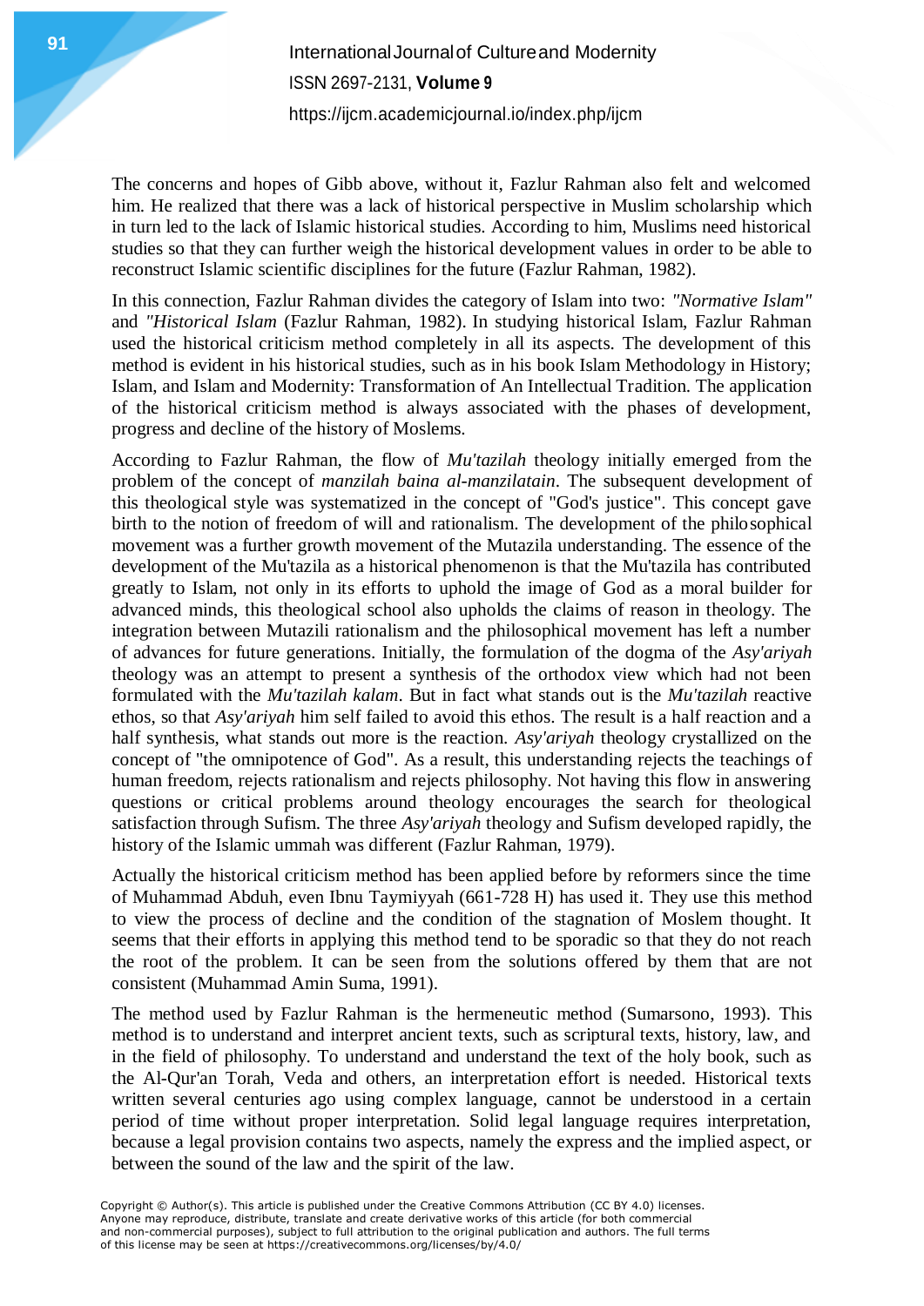The concerns and hopes of Gibb above, without it, Fazlur Rahman also felt and welcomed him. He realized that there was a lack of historical perspective in Muslim scholarship which in turn led to the lack of Islamic historical studies. According to him, Muslims need historical studies so that they can further weigh the historical development values in order to be able to reconstruct Islamic scientific disciplines for the future (Fazlur Rahman, 1982).

In this connection, Fazlur Rahman divides the category of Islam into two: *"Normative Islam"* and *"Historical Islam* (Fazlur Rahman, 1982). In studying historical Islam, Fazlur Rahman used the historical criticism method completely in all its aspects. The development of this method is evident in his historical studies, such as in his book Islam Methodology in History; Islam, and Islam and Modernity: Transformation of An Intellectual Tradition. The application of the historical criticism method is always associated with the phases of development, progress and decline of the history of Moslems.

According to Fazlur Rahman, the flow of *Mu'tazilah* theology initially emerged from the problem of the concept of *manzilah baina al-manzilatain*. The subsequent development of this theological style was systematized in the concept of "God's justice". This concept gave birth to the notion of freedom of will and rationalism. The development of the philosophical movement was a further growth movement of the Mutazila understanding. The essence of the development of the Mu'tazila as a historical phenomenon is that the Mu'tazila has contributed greatly to Islam, not only in its efforts to uphold the image of God as a moral builder for advanced minds, this theological school also upholds the claims of reason in theology. The integration between Mutazili rationalism and the philosophical movement has left a number of advances for future generations. Initially, the formulation of the dogma of the *Asy'ariyah* theology was an attempt to present a synthesis of the orthodox view which had not been formulated with the *Mu'tazilah kalam*. But in fact what stands out is the *Mu'tazilah* reactive ethos, so that *Asy'ariyah* him self failed to avoid this ethos. The result is a half reaction and a half synthesis, what stands out more is the reaction. *Asy'ariyah* theology crystallized on the concept of "the omnipotence of God". As a result, this understanding rejects the teachings of human freedom, rejects rationalism and rejects philosophy. Not having this flow in answering questions or critical problems around theology encourages the search for theological satisfaction through Sufism. The three *Asy'ariyah* theology and Sufism developed rapidly, the history of the Islamic ummah was different (Fazlur Rahman, 1979).

Actually the historical criticism method has been applied before by reformers since the time of Muhammad Abduh, even Ibnu Taymiyyah (661-728 H) has used it. They use this method to view the process of decline and the condition of the stagnation of Moslem thought. It seems that their efforts in applying this method tend to be sporadic so that they do not reach the root of the problem. It can be seen from the solutions offered by them that are not consistent (Muhammad Amin Suma, 1991).

The method used by Fazlur Rahman is the hermeneutic method (Sumarsono, 1993). This method is to understand and interpret ancient texts, such as scriptural texts, history, law, and in the field of philosophy. To understand and understand the text of the holy book, such as the Al-Qur'an Torah, Veda and others, an interpretation effort is needed. Historical texts written several centuries ago using complex language, cannot be understood in a certain period of time without proper interpretation. Solid legal language requires interpretation, because a legal provision contains two aspects, namely the express and the implied aspect, or between the sound of the law and the spirit of the law.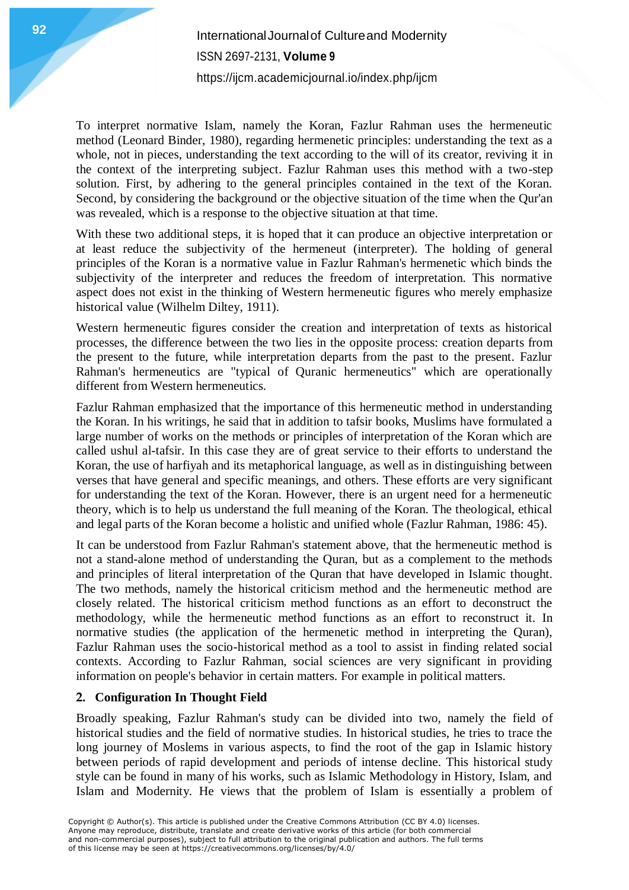To interpret normative Islam, namely the Koran, Fazlur Rahman uses the hermeneutic method (Leonard Binder, 1980), regarding hermenetic principles: understanding the text as a whole, not in pieces, understanding the text according to the will of its creator, reviving it in the context of the interpreting subject. Fazlur Rahman uses this method with a two-step solution. First, by adhering to the general principles contained in the text of the Koran. Second, by considering the background or the objective situation of the time when the Qur'an was revealed, which is a response to the objective situation at that time.

With these two additional steps, it is hoped that it can produce an objective interpretation or at least reduce the subjectivity of the hermeneut (interpreter). The holding of general principles of the Koran is a normative value in Fazlur Rahman's hermenetic which binds the subjectivity of the interpreter and reduces the freedom of interpretation. This normative aspect does not exist in the thinking of Western hermeneutic figures who merely emphasize historical value (Wilhelm Diltey, 1911).

Western hermeneutic figures consider the creation and interpretation of texts as historical processes, the difference between the two lies in the opposite process: creation departs from the present to the future, while interpretation departs from the past to the present. Fazlur Rahman's hermeneutics are "typical of Quranic hermeneutics" which are operationally different from Western hermeneutics.

Fazlur Rahman emphasized that the importance of this hermeneutic method in understanding the Koran. In his writings, he said that in addition to tafsir books, Muslims have formulated a large number of works on the methods or principles of interpretation of the Koran which are called ushul al-tafsir. In this case they are of great service to their efforts to understand the Koran, the use of harfiyah and its metaphorical language, as well as in distinguishing between verses that have general and specific meanings, and others. These efforts are very significant for understanding the text of the Koran. However, there is an urgent need for a hermeneutic theory, which is to help us understand the full meaning of the Koran. The theological, ethical and legal parts of the Koran become a holistic and unified whole (Fazlur Rahman, 1986: 45).

It can be understood from Fazlur Rahman's statement above, that the hermeneutic method is not a stand-alone method of understanding the Quran, but as a complement to the methods and principles of literal interpretation of the Quran that have developed in Islamic thought. The two methods, namely the historical criticism method and the hermeneutic method are closely related. The historical criticism method functions as an effort to deconstruct the methodology, while the hermeneutic method functions as an effort to reconstruct it. In normative studies (the application of the hermenetic method in interpreting the Quran), Fazlur Rahman uses the socio-historical method as a tool to assist in finding related social contexts. According to Fazlur Rahman, social sciences are very significant in providing information on people's behavior in certain matters. For example in political matters.

## 2. Configuration In Thought Field

Broadly speaking, Fazlur Rahman's study can be divided into two, namely the field of historical studies and the field of normative studies. In historical studies, he tries to trace the long journey of Moslems in various aspects, to find the root of the gap in Islamic history between periods of rapid development and periods of intense decline. This historical study style can be found in many of his works, such as Islamic Methodology in History, Islam, and Islam and Modernity. He views that the problem of Islam is essentially a problem of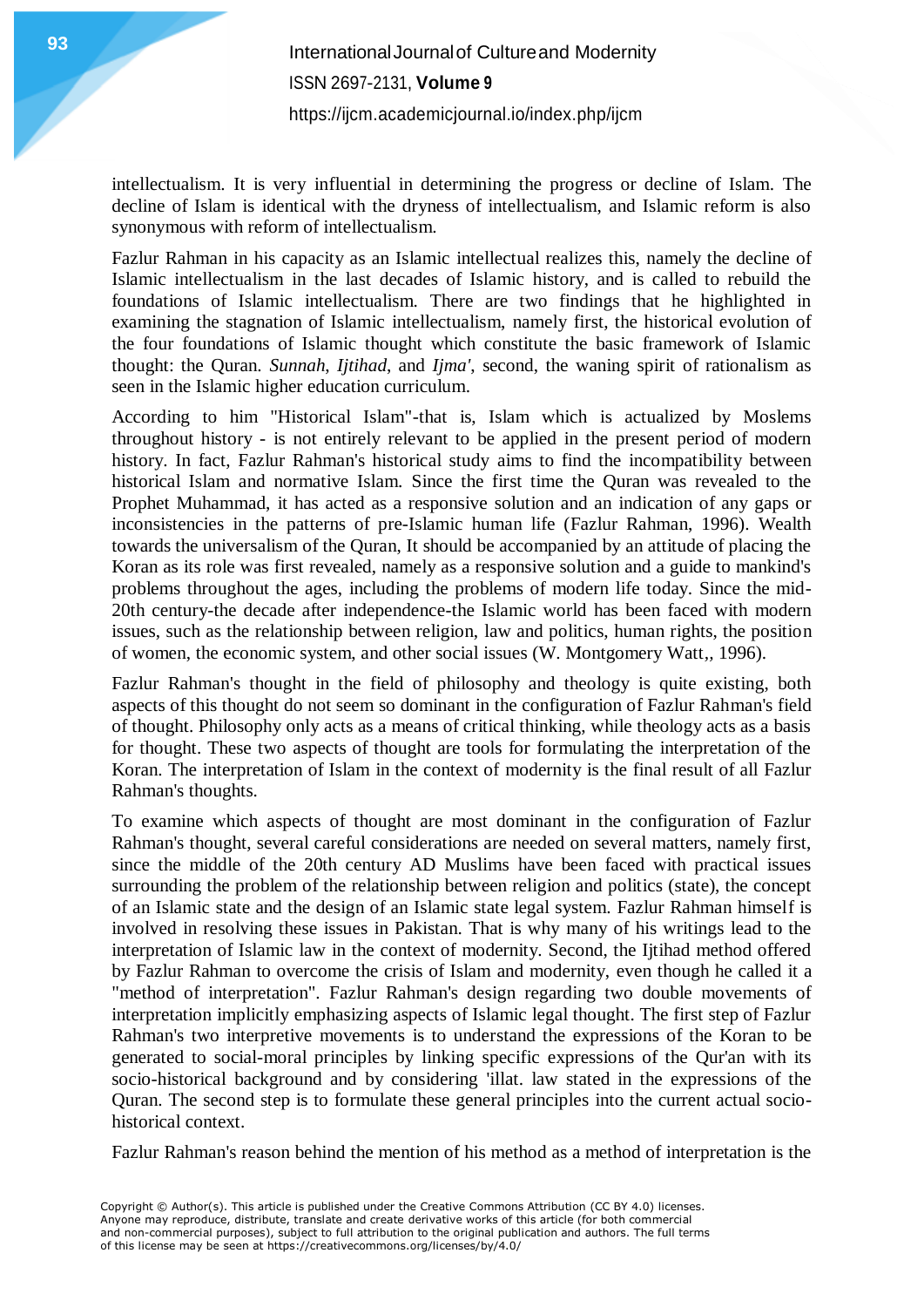intellectualism. It is very influential in determining the progress or decline of Islam. The decline of Islam is identical with the dryness of intellectualism, and Islamic reform is also synonymous with reform of intellectualism.

Fazlur Rahman in his capacity as an Islamic intellectual realizes this, namely the decline of Islamic intellectualism in the last decades of Islamic history, and is called to rebuild the foundations of Islamic intellectualism. There are two findings that he highlighted in examining the stagnation of Islamic intellectualism, namely first, the historical evolution of the four foundations of Islamic thought which constitute the basic framework of Islamic thought: the Quran. *Sunnah*, *Ijtihad*, and *Ijma'*, second, the waning spirit of rationalism as seen in the Islamic higher education curriculum.

According to him "Historical Islam"-that is, Islam which is actualized by Moslems throughout history - is not entirely relevant to be applied in the present period of modern history. In fact, Fazlur Rahman's historical study aims to find the incompatibility between historical Islam and normative Islam. Since the first time the Quran was revealed to the Prophet Muhammad, it has acted as a responsive solution and an indication of any gaps or inconsistencies in the patterns of pre-Islamic human life (Fazlur Rahman, 1996). Wealth towards the universalism of the Quran, It should be accompanied by an attitude of placing the Koran as its role was first revealed, namely as a responsive solution and a guide to mankind's problems throughout the ages, including the problems of modern life today. Since the mid-20th century-the decade after independence-the Islamic world has been faced with modern issues, such as the relationship between religion, law and politics, human rights, the position of women, the economic system, and other social issues (W. Montgomery Watt,, 1996).

Fazlur Rahman's thought in the field of philosophy and theology is quite existing, both aspects of this thought do not seem so dominant in the configuration of Fazlur Rahman's field of thought. Philosophy only acts as a means of critical thinking, while theology acts as a basis for thought. These two aspects of thought are tools for formulating the interpretation of the Koran. The interpretation of Islam in the context of modernity is the final result of all Fazlur Rahman's thoughts.

To examine which aspects of thought are most dominant in the configuration of Fazlur Rahman's thought, several careful considerations are needed on several matters, namely first, since the middle of the 20th century AD Muslims have been faced with practical issues surrounding the problem of the relationship between religion and politics (state), the concept of an Islamic state and the design of an Islamic state legal system. Fazlur Rahman himself is involved in resolving these issues in Pakistan. That is why many of his writings lead to the interpretation of Islamic law in the context of modernity. Second, the Ijtihad method offered by Fazlur Rahman to overcome the crisis of Islam and modernity, even though he called it a "method of interpretation". Fazlur Rahman's design regarding two double movements of interpretation implicitly emphasizing aspects of Islamic legal thought. The first step of Fazlur Rahman's two interpretive movements is to understand the expressions of the Koran to be generated to social-moral principles by linking specific expressions of the Qur'an with its socio-historical background and by considering 'illat. law stated in the expressions of the Quran. The second step is to formulate these general principles into the current actual socio-historical context.

Fazlur Rahman's reason behind the mention of his method as a method of interpretation is the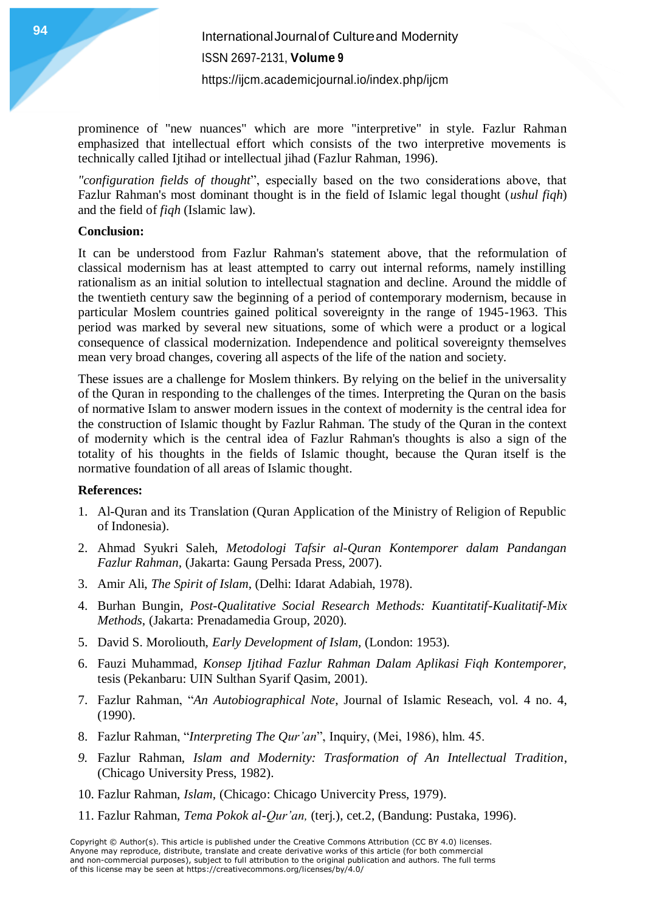prominence of "new nuances" which are more "interpretive" in style. Fazlur Rahman emphasized that intellectual effort which consists of the two interpretive movements is technically called Ijtihad or intellectual jihad (Fazlur Rahman, 1996).

*"configuration fields of thought*", especially based on the two considerations above, that Fazlur Rahman's most dominant thought is in the field of Islamic legal thought (*ushul fiqh*) and the field of *fiqh* (Islamic law).

**Conclusion:**

It can be understood from Fazlur Rahman's statement above, that the reformulation of classical modernism has at least attempted to carry out internal reforms, namely instilling rationalism as an initial solution to intellectual stagnation and decline. Around the middle of the twentieth century saw the beginning of a period of contemporary modernism, because in particular Moslem countries gained political sovereignty in the range of 1945-1963. This period was marked by several new situations, some of which were a product or a logical consequence of classical modernization. Independence and political sovereignty themselves mean very broad changes, covering all aspects of the life of the nation and society.

These issues are a challenge for Moslem thinkers. By relying on the belief in the universality of the Quran in responding to the challenges of the times. Interpreting the Quran on the basis of normative Islam to answer modern issues in the context of modernity is the central idea for the construction of Islamic thought by Fazlur Rahman. The study of the Quran in the context of modernity which is the central idea of Fazlur Rahman's thoughts is also a sign of the totality of his thoughts in the fields of Islamic thought, because the Quran itself is the normative foundation of all areas of Islamic thought.

**References:**

1. Al-Quran and its Translation (Quran Application of the Ministry of Religion of Republic of Indonesia).
2. Ahmad Syukri Saleh, *Metodologi Tafsir al-Quran Kontemporer dalam Pandangan Fazlur Rahman*, (Jakarta: Gaung Persada Press, 2007).
3. Amir Ali, *The Spirit of Islam*, (Delhi: Idarat Adabiah, 1978).
4. Burhan Bungin, *Post-Qualitative Social Research Methods: Kuantitatif-Kualitatif-Mix Methods*, (Jakarta: Prenadamedia Group, 2020).
5. David S. Moroliouth, *Early Development of Islam*, (London: 1953).
6. Fauzi Muhammad, *Konsep Ijtihad Fazlur Rahman Dalam Aplikasi Fiqh Kontemporer,* tesis (Pekanbaru: UIN Sulthan Syarif Qasim, 2001).
7. Fazlur Rahman, "*An Autobiographical Note*, Journal of Islamic Reseach, vol. 4 no. 4, (1990).
8. Fazlur Rahman, "*Interpreting The Qur'an*", Inquiry, (Mei, 1986), hlm. 45.
9. Fazlur Rahman, *Islam and Modernity: Trasformation of An Intellectual Tradition*, (Chicago University Press, 1982).
10. Fazlur Rahman, *Islam*, (Chicago: Chicago Univercity Press, 1979).
11. Fazlur Rahman, *Tema Pokok al-Qur'an,* (terj.), cet.2, (Bandung: Pustaka, 1996).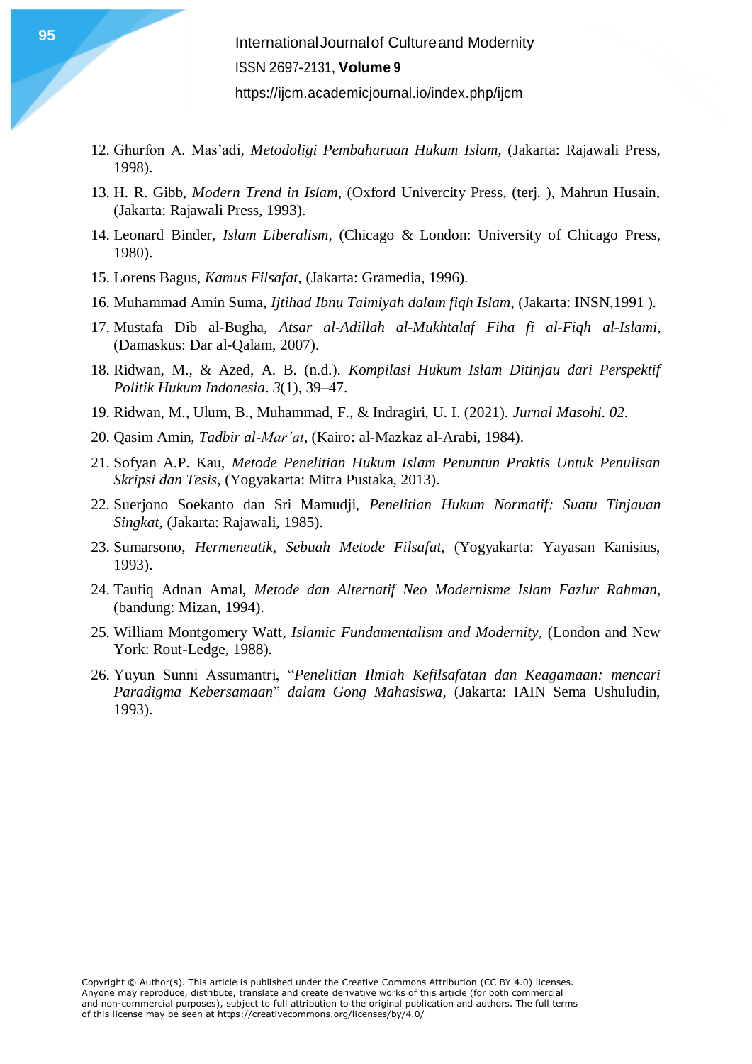12. Ghurfon A. Mas'adi, *Metodoligi Pembaharuan Hukum Islam,* (Jakarta: Rajawali Press, 1998).
13. H. R. Gibb, *Modern Trend in Islam*, (Oxford Univercity Press, (terj. ), Mahrun Husain, (Jakarta: Rajawali Press, 1993).
14. Leonard Binder, *Islam Liberalism*, (Chicago & London: University of Chicago Press, 1980).
15. Lorens Bagus, *Kamus Filsafat,* (Jakarta: Gramedia, 1996).
16. Muhammad Amin Suma, *Ijtihad Ibnu Taimiyah dalam fiqh Islam*, (Jakarta: INSN,1991 ).
17. Mustafa Dib al-Bugha, *Atsar al-Adillah al-Mukhtalaf Fiha fi al-Fiqh al-Islami*, (Damaskus: Dar al-Qalam, 2007).
18. Ridwan, M., & Azed, A. B. (n.d.). *Kompilasi Hukum Islam Ditinjau dari Perspektif Politik Hukum Indonesia*. *3*(1), 39–47.
19. Ridwan, M., Ulum, B., Muhammad, F., & Indragiri, U. I. (2021). *Jurnal Masohi*. *02*.
20. Qasim Amin, *Tadbir al-Mar'at*, (Kairo: al-Mazkaz al-Arabi, 1984).
21. Sofyan A.P. Kau, *Metode Penelitian Hukum Islam Penuntun Praktis Untuk Penulisan Skripsi dan Tesis*, (Yogyakarta: Mitra Pustaka, 2013).
22. Suerjono Soekanto dan Sri Mamudji, *Penelitian Hukum Normatif: Suatu Tinjauan Singkat*, (Jakarta: Rajawali, 1985).
23. Sumarsono, *Hermeneutik, Sebuah Metode Filsafat,* (Yogyakarta: Yayasan Kanisius, 1993).
24. Taufiq Adnan Amal, *Metode dan Alternatif Neo Modernisme Islam Fazlur Rahman*, (bandung: Mizan, 1994).
25. William Montgomery Watt, *Islamic Fundamentalism and Modernity*, (London and New York: Rout-Ledge, 1988).
26. Yuyun Sunni Assumantri, "*Penelitian Ilmiah Kefilsafatan dan Keagamaan: mencari Paradigma Kebersamaan*" *dalam Gong Mahasiswa*, (Jakarta: IAIN Sema Ushuludin, 1993).

Copyright © Author(s). This article is published under the Creative Commons Attribution (CC BY 4.0) licenses. Anyone may reproduce, distribute, translate and create derivative works of this article (for both commercial and non-commercial purposes), subject to full attribution to the original publication and authors. The full terms of this license may be seen at https://creativecommons.org/licenses/by/4.0/